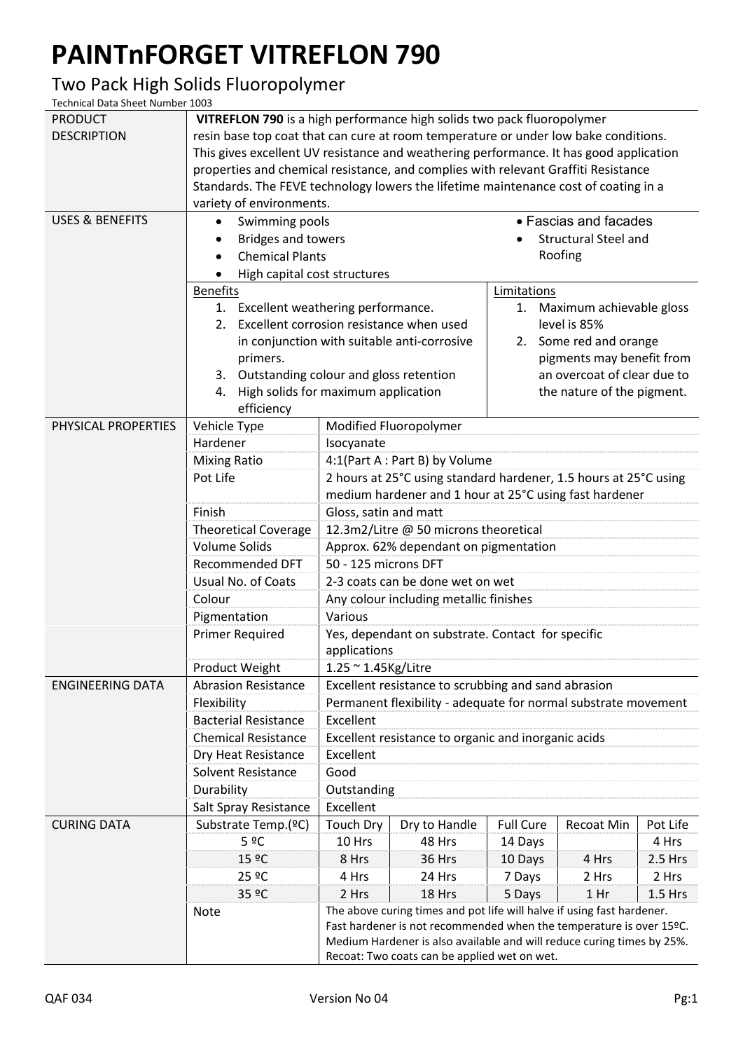# PAINTnFORGET VITREFLON 790

## Two Pack High Solids Fluoropolymer

Technical Data Sheet Number 1003

| | | | | | | |
|---|---|---|---|---|---|---|
| PRODUCT DESCRIPTION | **VITREFLON 790** is a high performance high solids two pack fluoropolymer resin base top coat that can cure at room temperature or under low bake conditions. This gives excellent UV resistance and weathering performance. It has good application properties and chemical resistance, and complies with relevant Graffiti Resistance Standards. The FEVE technology lowers the lifetime maintenance cost of coating in a variety of environments. | | | | | |
| USES & BENEFITS | • Swimming pools<br>• Bridges and towers<br>• Chemical Plants<br>• High capital cost structures | | | • Fascias and facades<br>• Structural Steel and Roofing | | |
| | Benefits<br>1. Excellent weathering performance.<br>2. Excellent corrosion resistance when used in conjunction with suitable anti-corrosive primers.<br>3. Outstanding colour and gloss retention<br>4. High solids for maximum application efficiency | | | Limitations<br>1. Maximum achievable gloss level is 85%<br>2. Some red and orange pigments may benefit from an overcoat of clear due to the nature of the pigment. | | |
| PHYSICAL PROPERTIES | Vehicle Type | Modified Fluoropolymer | | | | |
| | Hardener | Isocyanate | | | | |
| | Mixing Ratio | 4:1(Part A : Part B) by Volume | | | | |
| | Pot Life | 2 hours at 25°C using standard hardener, 1.5 hours at 25°C using medium hardener and 1 hour at 25°C using fast hardener | | | | |
| | Finish | Gloss, satin and matt | | | | |
| | Theoretical Coverage | 12.3m2/Litre @ 50 microns theoretical | | | | |
| | Volume Solids | Approx. 62% dependant on pigmentation | | | | |
| | Recommended DFT | 50 - 125 microns DFT | | | | |
| | Usual No. of Coats | 2-3 coats can be done wet on wet | | | | |
| | Colour | Any colour including metallic finishes | | | | |
| | Pigmentation | Various | | | | |
| | Primer Required | Yes, dependant on substrate. Contact for specific applications | | | | |
| | Product Weight | 1.25 ~ 1.45Kg/Litre | | | | |
| ENGINEERING DATA | Abrasion Resistance | Excellent resistance to scrubbing and sand abrasion | | | | |
| | Flexibility | Permanent flexibility - adequate for normal substrate movement | | | | |
| | Bacterial Resistance | Excellent | | | | |
| | Chemical Resistance | Excellent resistance to organic and inorganic acids | | | | |
| | Dry Heat Resistance | Excellent | | | | |
| | Solvent Resistance | Good | | | | |
| | Durability | Outstanding | | | | |
| | Salt Spray Resistance | Excellent | | | | |
| CURING DATA | Substrate Temp.(ºC) | Touch Dry | Dry to Handle | Full Cure | Recoat Min | Pot Life |
| | 5 ºC | 10 Hrs | 48 Hrs | 14 Days | | 4 Hrs |
| | 15 ºC | 8 Hrs | 36 Hrs | 10 Days | 4 Hrs | 2.5 Hrs |
| | 25 ºC | 4 Hrs | 24 Hrs | 7 Days | 2 Hrs | 2 Hrs |
| | 35 ºC | 2 Hrs | 18 Hrs | 5 Days | 1 Hr | 1.5 Hrs |
| | Note | The above curing times and pot life will halve if using fast hardener. Fast hardener is not recommended when the temperature is over 15ºC. Medium Hardener is also available and will reduce curing times by 25%. Recoat: Two coats can be applied wet on wet. | | | | |

QAF 034 Version No 04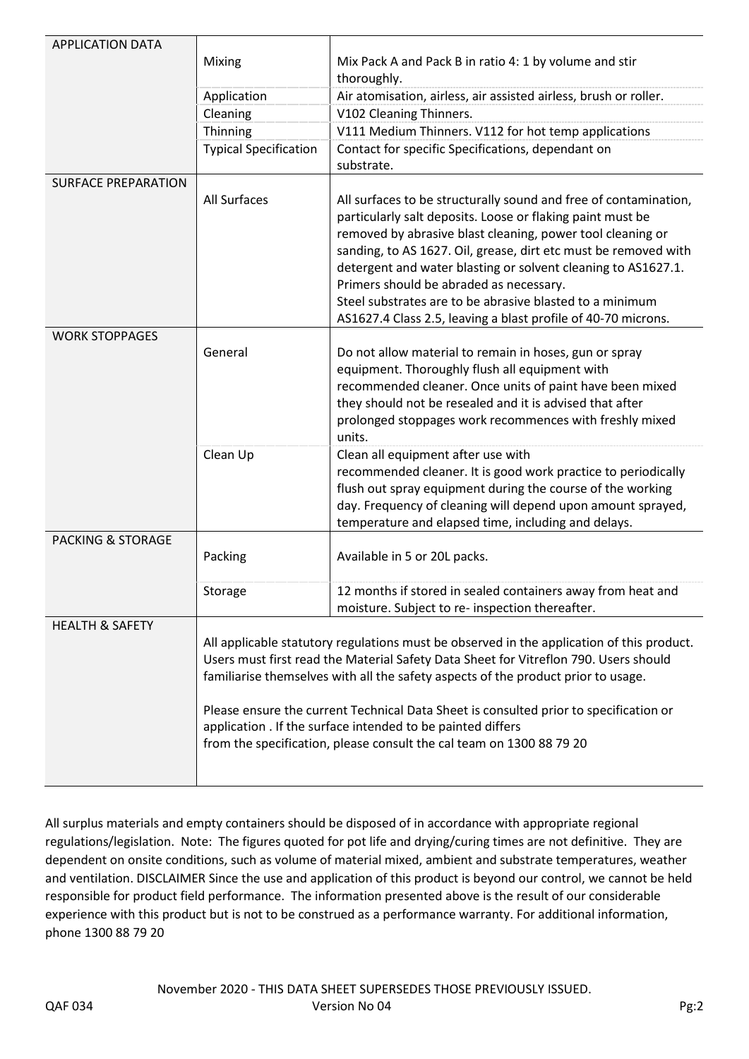| | | |
|---|---|---|
| APPLICATION DATA | Mixing | Mix Pack A and Pack B in ratio 4: 1 by volume and stir thoroughly. |
| | Application | Air atomisation, airless, air assisted airless, brush or roller. |
| | Cleaning | V102 Cleaning Thinners. |
| | Thinning | V111 Medium Thinners. V112 for hot temp applications |
| | Typical Specification | Contact for specific Specifications, dependant on substrate. |
| SURFACE PREPARATION | All Surfaces | All surfaces to be structurally sound and free of contamination, particularly salt deposits. Loose or flaking paint must be removed by abrasive blast cleaning, power tool cleaning or sanding, to AS 1627. Oil, grease, dirt etc must be removed with detergent and water blasting or solvent cleaning to AS1627.1. Primers should be abraded as necessary. Steel substrates are to be abrasive blasted to a minimum AS1627.4 Class 2.5, leaving a blast profile of 40-70 microns. |
| WORK STOPPAGES | General | Do not allow material to remain in hoses, gun or spray equipment. Thoroughly flush all equipment with recommended cleaner. Once units of paint have been mixed they should not be resealed and it is advised that after prolonged stoppages work recommences with freshly mixed units. |
| | Clean Up | Clean all equipment after use with recommended cleaner. It is good work practice to periodically flush out spray equipment during the course of the working day. Frequency of cleaning will depend upon amount sprayed, temperature and elapsed time, including and delays. |
| PACKING & STORAGE | Packing | Available in 5 or 20L packs. |
| | Storage | 12 months if stored in sealed containers away from heat and moisture. Subject to re- inspection thereafter. |
| HEALTH & SAFETY | All applicable statutory regulations must be observed in the application of this product. Users must first read the Material Safety Data Sheet for Vitreflon 790. Users should familiarise themselves with all the safety aspects of the product prior to usage.<br><br>Please ensure the current Technical Data Sheet is consulted prior to specification or application . If the surface intended to be painted differs from the specification, please consult the cal team on 1300 88 79 20 | |

All surplus materials and empty containers should be disposed of in accordance with appropriate regional regulations/legislation. Note: The figures quoted for pot life and drying/curing times are not definitive. They are dependent on onsite conditions, such as volume of material mixed, ambient and substrate temperatures, weather and ventilation. DISCLAIMER Since the use and application of this product is beyond our control, we cannot be held responsible for product field performance. The information presented above is the result of our considerable experience with this product but is not to be construed as a performance warranty. For additional information, phone 1300 88 79 20

November 2020 - THIS DATA SHEET SUPERSEDES THOSE PREVIOUSLY ISSUED.

QAF 034 Version No 04